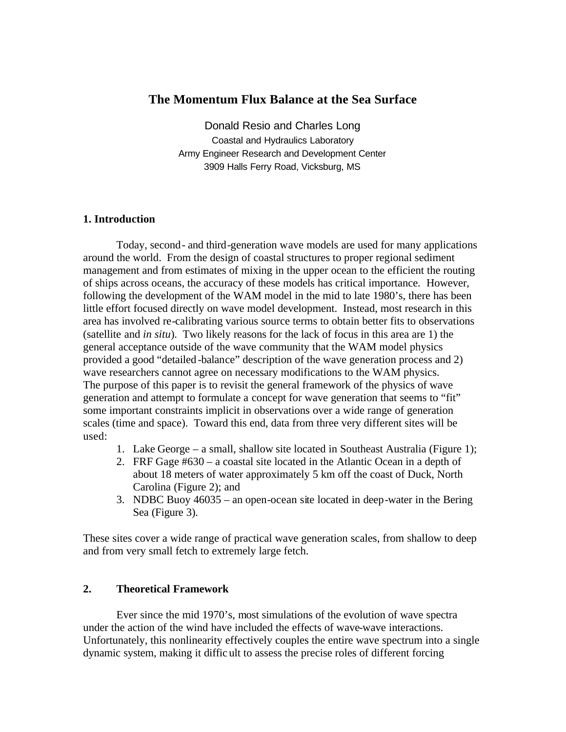# The Momentum Flux Balance at the Sea Surface

Donald Resio and Charles Long

Coastal and Hydraulics Laboratory
Army Engineer Research and Development Center
3909 Halls Ferry Road, Vicksburg, MS

## 1. Introduction

Today, second- and third-generation wave models are used for many applications around the world. From the design of coastal structures to proper regional sediment management and from estimates of mixing in the upper ocean to the efficient the routing of ships across oceans, the accuracy of these models has critical importance. However, following the development of the WAM model in the mid to late 1980's, there has been little effort focused directly on wave model development. Instead, most research in this area has involved re-calibrating various source terms to obtain better fits to observations (satellite and *in situ*). Two likely reasons for the lack of focus in this area are 1) the general acceptance outside of the wave community that the WAM model physics provided a good "detailed-balance" description of the wave generation process and 2) wave researchers cannot agree on necessary modifications to the WAM physics. The purpose of this paper is to revisit the general framework of the physics of wave generation and attempt to formulate a concept for wave generation that seems to "fit" some important constraints implicit in observations over a wide range of generation scales (time and space). Toward this end, data from three very different sites will be used:

1. Lake George – a small, shallow site located in Southeast Australia (Figure 1);
2. FRF Gage #630 – a coastal site located in the Atlantic Ocean in a depth of about 18 meters of water approximately 5 km off the coast of Duck, North Carolina (Figure 2); and
3. NDBC Buoy 46035 – an open-ocean site located in deep-water in the Bering Sea (Figure 3).

These sites cover a wide range of practical wave generation scales, from shallow to deep and from very small fetch to extremely large fetch.

## 2. Theoretical Framework

Ever since the mid 1970's, most simulations of the evolution of wave spectra under the action of the wind have included the effects of wave-wave interactions. Unfortunately, this nonlinearity effectively couples the entire wave spectrum into a single dynamic system, making it difficult to assess the precise roles of different forcing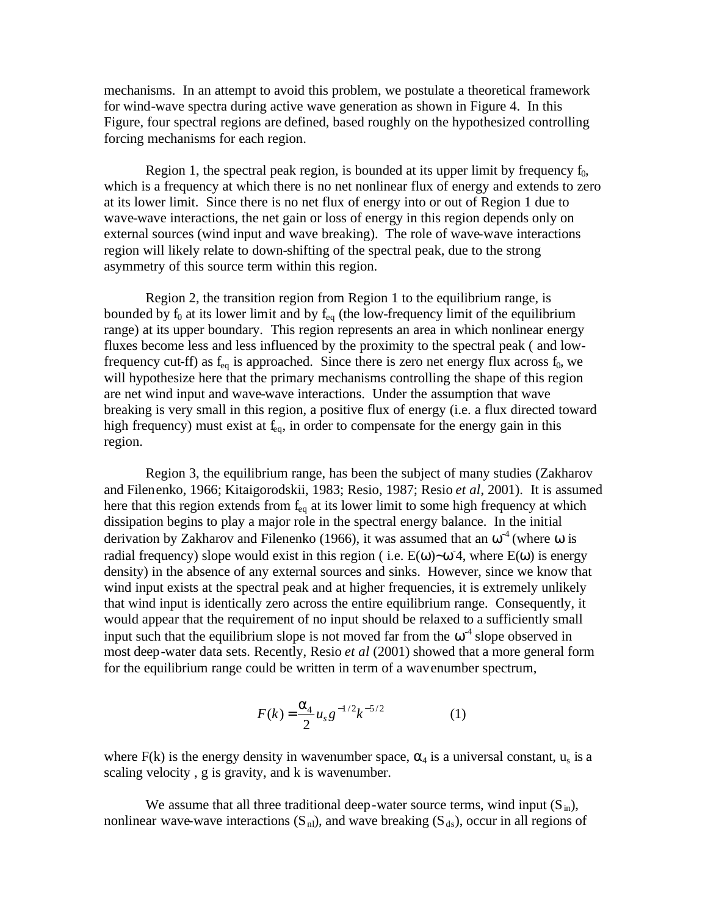mechanisms. In an attempt to avoid this problem, we postulate a theoretical framework for wind-wave spectra during active wave generation as shown in Figure 4. In this Figure, four spectral regions are defined, based roughly on the hypothesized controlling forcing mechanisms for each region.

Region 1, the spectral peak region, is bounded at its upper limit by frequency $f_0$, which is a frequency at which there is no net nonlinear flux of energy and extends to zero at its lower limit. Since there is no net flux of energy into or out of Region 1 due to wave-wave interactions, the net gain or loss of energy in this region depends only on external sources (wind input and wave breaking). The role of wave-wave interactions region will likely relate to down-shifting of the spectral peak, due to the strong asymmetry of this source term within this region.

Region 2, the transition region from Region 1 to the equilibrium range, is bounded by $f_0$ at its lower limit and by $f_{eq}$ (the low-frequency limit of the equilibrium range) at its upper boundary. This region represents an area in which nonlinear energy fluxes become less and less influenced by the proximity to the spectral peak ( and low-frequency cut-ff) as $f_{eq}$ is approached. Since there is zero net energy flux across $f_0$, we will hypothesize here that the primary mechanisms controlling the shape of this region are net wind input and wave-wave interactions. Under the assumption that wave breaking is very small in this region, a positive flux of energy (i.e. a flux directed toward high frequency) must exist at $f_{eq}$, in order to compensate for the energy gain in this region.

Region 3, the equilibrium range, has been the subject of many studies (Zakharov and Filenenko, 1966; Kitaigorodskii, 1983; Resio, 1987; Resio *et al*, 2001). It is assumed here that this region extends from $f_{eq}$ at its lower limit to some high frequency at which dissipation begins to play a major role in the spectral energy balance. In the initial derivation by Zakharov and Filenenko (1966), it was assumed that an $\omega^{-4}$ (where $\omega$ is radial frequency) slope would exist in this region ( i.e. $E(\omega)$~$\omega^{-4}$, where $E(\omega)$ is energy density) in the absence of any external sources and sinks. However, since we know that wind input exists at the spectral peak and at higher frequencies, it is extremely unlikely that wind input is identically zero across the entire equilibrium range. Consequently, it would appear that the requirement of no input should be relaxed to a sufficiently small input such that the equilibrium slope is not moved far from the $\omega^{-4}$ slope observed in most deep-water data sets. Recently, Resio *et al* (2001) showed that a more general form for the equilibrium range could be written in term of a wavenumber spectrum,

$$F(k) = \frac{\alpha_4}{2} u_s g^{-1/2} k^{-5/2} \qquad (1)$$

where $F(k)$ is the energy density in wavenumber space, $\alpha_4$ is a universal constant, $u_s$ is a scaling velocity , g is gravity, and k is wavenumber.

We assume that all three traditional deep-water source terms, wind input ($S_{in}$), nonlinear wave-wave interactions ($S_{nl}$), and wave breaking ($S_{ds}$), occur in all regions of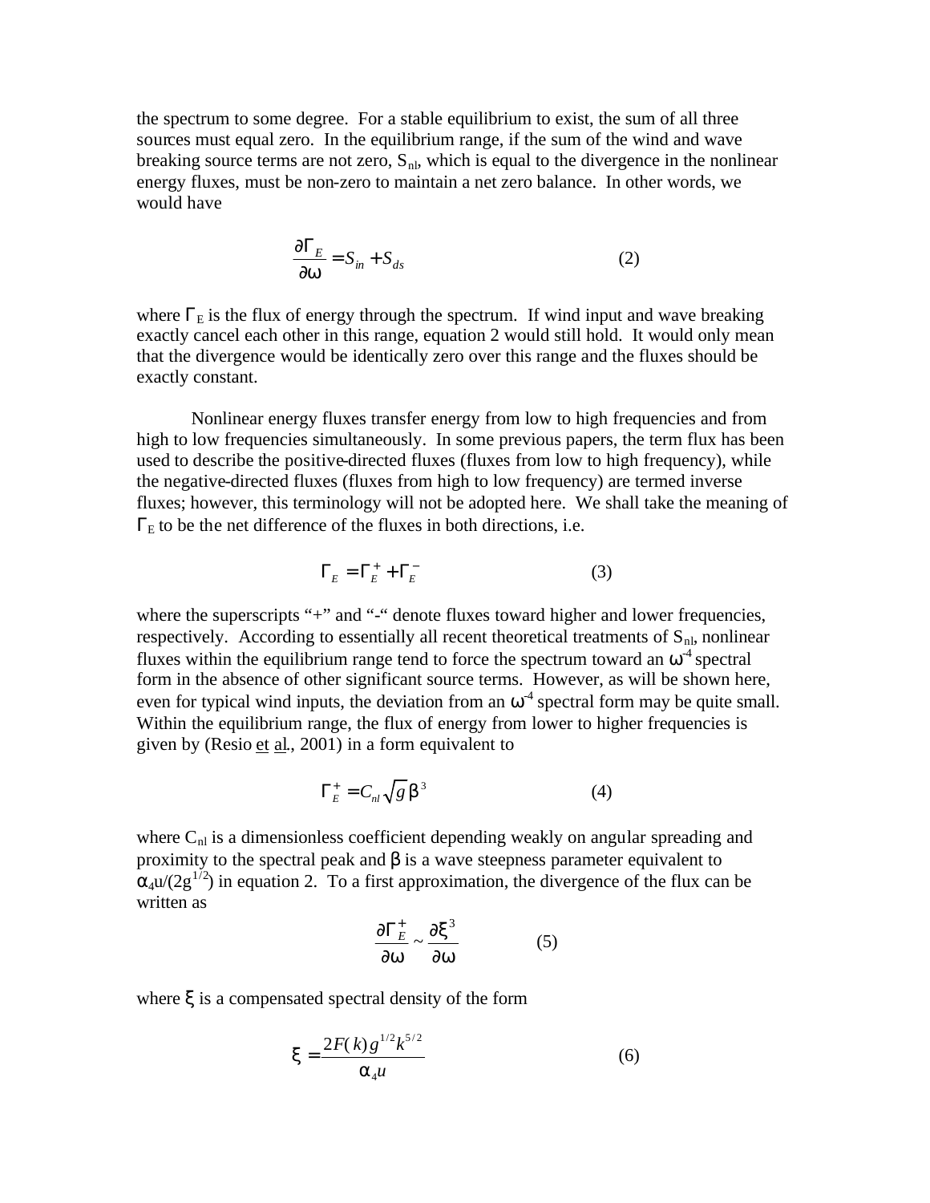the spectrum to some degree. For a stable equilibrium to exist, the sum of all three sources must equal zero. In the equilibrium range, if the sum of the wind and wave breaking source terms are not zero, $S_{nl}$, which is equal to the divergence in the nonlinear energy fluxes, must be non-zero to maintain a net zero balance. In other words, we would have

$$\frac{\partial \Gamma_E}{\partial \omega} = S_{in} + S_{ds} \tag{2}$$

where $\Gamma_E$ is the flux of energy through the spectrum. If wind input and wave breaking exactly cancel each other in this range, equation 2 would still hold. It would only mean that the divergence would be identically zero over this range and the fluxes should be exactly constant.

Nonlinear energy fluxes transfer energy from low to high frequencies and from high to low frequencies simultaneously. In some previous papers, the term flux has been used to describe the positive-directed fluxes (fluxes from low to high frequency), while the negative-directed fluxes (fluxes from high to low frequency) are termed inverse fluxes; however, this terminology will not be adopted here. We shall take the meaning of $\Gamma_E$ to be the net difference of the fluxes in both directions, i.e.

$$\Gamma_E = \Gamma_E^+ + \Gamma_E^- \tag{3}$$

where the superscripts "+" and "-" denote fluxes toward higher and lower frequencies, respectively. According to essentially all recent theoretical treatments of $S_{nl}$, nonlinear fluxes within the equilibrium range tend to force the spectrum toward an $\omega^{-4}$ spectral form in the absence of other significant source terms. However, as will be shown here, even for typical wind inputs, the deviation from an $\omega^{-4}$ spectral form may be quite small. Within the equilibrium range, the flux of energy from lower to higher frequencies is given by (Resio et al., 2001) in a form equivalent to

$$\Gamma_E^+ = C_{nl} \sqrt{g}\, \beta^3 \tag{4}$$

where $C_{nl}$ is a dimensionless coefficient depending weakly on angular spreading and proximity to the spectral peak and $\beta$ is a wave steepness parameter equivalent to $\alpha_4 u/(2g^{1/2})$ in equation 2. To a first approximation, the divergence of the flux can be written as

$$\frac{\partial \Gamma_E^+}{\partial \omega} \sim \frac{\partial \xi^3}{\partial \omega} \tag{5}$$

where $\xi$ is a compensated spectral density of the form

$$\xi = \frac{2F(k)\, g^{1/2} k^{5/2}}{\alpha_4 u} \tag{6}$$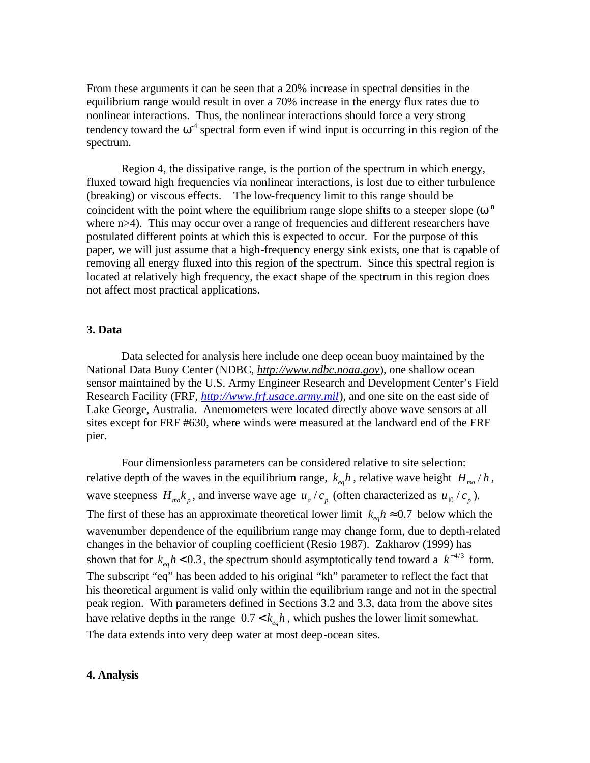From these arguments it can be seen that a 20% increase in spectral densities in the equilibrium range would result in over a 70% increase in the energy flux rates due to nonlinear interactions. Thus, the nonlinear interactions should force a very strong tendency toward the $\omega^{-4}$ spectral form even if wind input is occurring in this region of the spectrum.

Region 4, the dissipative range, is the portion of the spectrum in which energy, fluxed toward high frequencies via nonlinear interactions, is lost due to either turbulence (breaking) or viscous effects. The low-frequency limit to this range should be coincident with the point where the equilibrium range slope shifts to a steeper slope ($\omega^{-n}$ where n>4). This may occur over a range of frequencies and different researchers have postulated different points at which this is expected to occur. For the purpose of this paper, we will just assume that a high-frequency energy sink exists, one that is capable of removing all energy fluxed into this region of the spectrum. Since this spectral region is located at relatively high frequency, the exact shape of the spectrum in this region does not affect most practical applications.

## 3. Data

Data selected for analysis here include one deep ocean buoy maintained by the National Data Buoy Center (NDBC, *http://www.ndbc.noaa.gov*), one shallow ocean sensor maintained by the U.S. Army Engineer Research and Development Center's Field Research Facility (FRF, *http://www.frf.usace.army.mil*), and one site on the east side of Lake George, Australia. Anemometers were located directly above wave sensors at all sites except for FRF #630, where winds were measured at the landward end of the FRF pier.

Four dimensionless parameters can be considered relative to site selection: relative depth of the waves in the equilibrium range, $k_{eq}h$, relative wave height $H_{mo}/h$, wave steepness $H_{mo}k_p$, and inverse wave age $u_a/c_p$ (often characterized as $u_{10}/c_p$). The first of these has an approximate theoretical lower limit $k_{eq}h \approx 0.7$ below which the wavenumber dependence of the equilibrium range may change form, due to depth-related changes in the behavior of coupling coefficient (Resio 1987). Zakharov (1999) has shown that for $k_{eq}h < 0.3$, the spectrum should asymptotically tend toward a $k^{-4/3}$ form. The subscript "eq" has been added to his original "kh" parameter to reflect the fact that his theoretical argument is valid only within the equilibrium range and not in the spectral peak region. With parameters defined in Sections 3.2 and 3.3, data from the above sites have relative depths in the range $0.7 < k_{eq}h$, which pushes the lower limit somewhat. The data extends into very deep water at most deep-ocean sites.

## 4. Analysis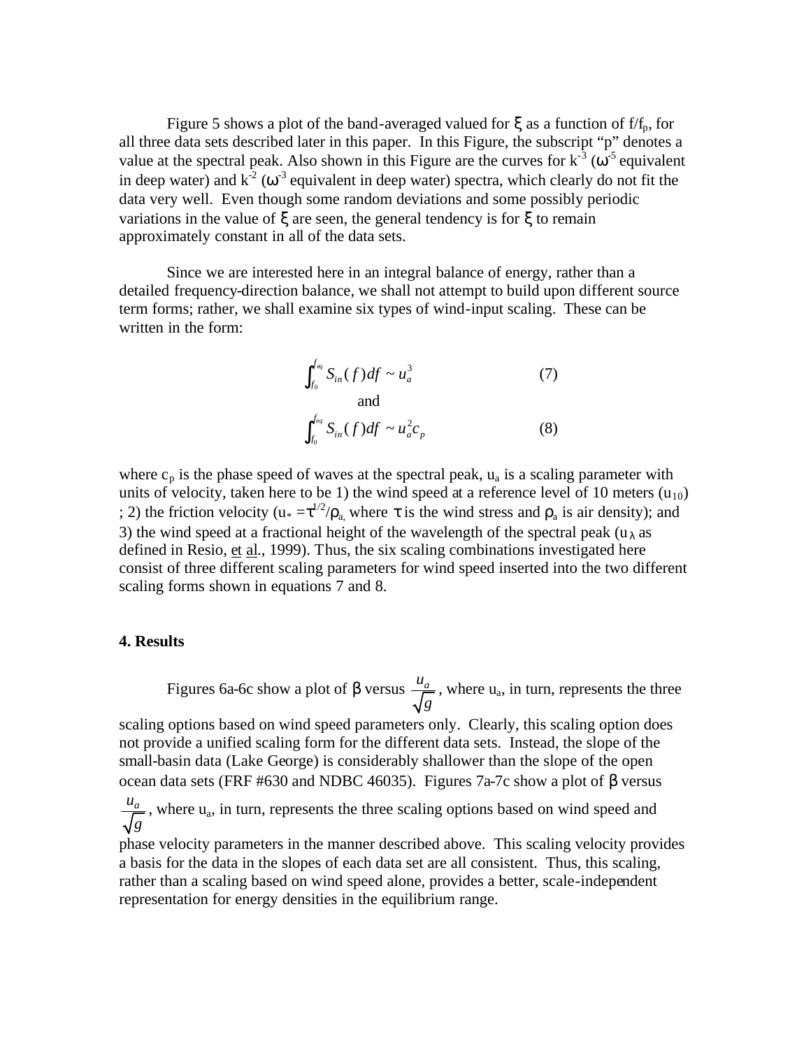Figure 5 shows a plot of the band-averaged valued for $\xi$ as a function of $f/f_p$, for all three data sets described later in this paper. In this Figure, the subscript "p" denotes a value at the spectral peak. Also shown in this Figure are the curves for $k^{-3}$ ($\omega^{-5}$ equivalent in deep water) and $k^{-2}$ ($\omega^{-3}$ equivalent in deep water) spectra, which clearly do not fit the data very well. Even though some random deviations and some possibly periodic variations in the value of $\xi$ are seen, the general tendency is for $\xi$ to remain approximately constant in all of the data sets.

Since we are interested here in an integral balance of energy, rather than a detailed frequency-direction balance, we shall not attempt to build upon different source term forms; rather, we shall examine six types of wind-input scaling. These can be written in the form:

$$\int_{f_0}^{f_{eq}} S_{in}(f)df \sim u_a^3 \qquad (7)$$

and

$$\int_{f_0}^{f_{eq}} S_{in}(f)df \sim u_a^2 c_p \qquad (8)$$

where $c_p$ is the phase speed of waves at the spectral peak, $u_a$ is a scaling parameter with units of velocity, taken here to be 1) the wind speed at a reference level of 10 meters ($u_{10}$) ; 2) the friction velocity ($u_* = \tau^{1/2}/\rho_a$, where $\tau$ is the wind stress and $\rho_a$ is air density); and 3) the wind speed at a fractional height of the wavelength of the spectral peak ($u_\lambda$ as defined in Resio, et al., 1999). Thus, the six scaling combinations investigated here consist of three different scaling parameters for wind speed inserted into the two different scaling forms shown in equations 7 and 8.

## 4. Results

Figures 6a-6c show a plot of $\beta$ versus $\frac{u_a}{\sqrt{g}}$, where $u_a$, in turn, represents the three scaling options based on wind speed parameters only. Clearly, this scaling option does not provide a unified scaling form for the different data sets. Instead, the slope of the small-basin data (Lake George) is considerably shallower than the slope of the open ocean data sets (FRF #630 and NDBC 46035). Figures 7a-7c show a plot of $\beta$ versus $\frac{u_a}{\sqrt{g}}$, where $u_a$, in turn, represents the three scaling options based on wind speed and phase velocity parameters in the manner described above. This scaling velocity provides a basis for the data in the slopes of each data set are all consistent. Thus, this scaling, rather than a scaling based on wind speed alone, provides a better, scale-independent representation for energy densities in the equilibrium range.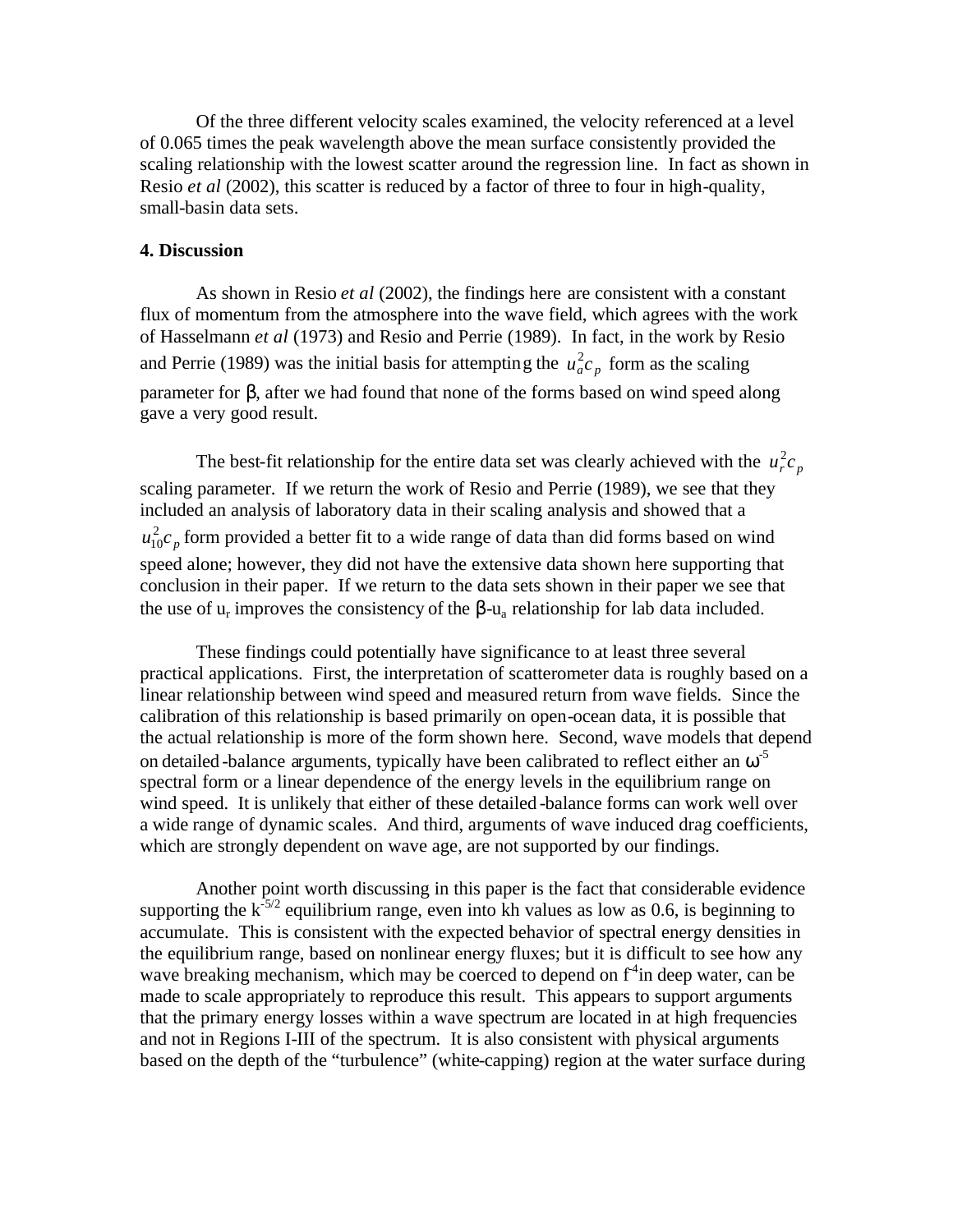Of the three different velocity scales examined, the velocity referenced at a level of 0.065 times the peak wavelength above the mean surface consistently provided the scaling relationship with the lowest scatter around the regression line. In fact as shown in Resio *et al* (2002), this scatter is reduced by a factor of three to four in high-quality, small-basin data sets.

**4. Discussion**

As shown in Resio *et al* (2002), the findings here are consistent with a constant flux of momentum from the atmosphere into the wave field, which agrees with the work of Hasselmann *et al* (1973) and Resio and Perrie (1989). In fact, in the work by Resio and Perrie (1989) was the initial basis for attempting the $u_a^2 c_p$ form as the scaling parameter for $\beta$, after we had found that none of the forms based on wind speed along gave a very good result.

The best-fit relationship for the entire data set was clearly achieved with the $u_r^2 c_p$ scaling parameter. If we return the work of Resio and Perrie (1989), we see that they included an analysis of laboratory data in their scaling analysis and showed that a $u_{10}^2 c_p$ form provided a better fit to a wide range of data than did forms based on wind speed alone; however, they did not have the extensive data shown here supporting that conclusion in their paper. If we return to the data sets shown in their paper we see that the use of $u_r$ improves the consistency of the $\beta$-$u_a$ relationship for lab data included.

These findings could potentially have significance to at least three several practical applications. First, the interpretation of scatterometer data is roughly based on a linear relationship between wind speed and measured return from wave fields. Since the calibration of this relationship is based primarily on open-ocean data, it is possible that the actual relationship is more of the form shown here. Second, wave models that depend on detailed-balance arguments, typically have been calibrated to reflect either an $\omega^{-5}$ spectral form or a linear dependence of the energy levels in the equilibrium range on wind speed. It is unlikely that either of these detailed-balance forms can work well over a wide range of dynamic scales. And third, arguments of wave induced drag coefficients, which are strongly dependent on wave age, are not supported by our findings.

Another point worth discussing in this paper is the fact that considerable evidence supporting the $k^{-5/2}$ equilibrium range, even into kh values as low as 0.6, is beginning to accumulate. This is consistent with the expected behavior of spectral energy densities in the equilibrium range, based on nonlinear energy fluxes; but it is difficult to see how any wave breaking mechanism, which may be coerced to depend on $f^{-4}$in deep water, can be made to scale appropriately to reproduce this result. This appears to support arguments that the primary energy losses within a wave spectrum are located in at high frequencies and not in Regions I-III of the spectrum. It is also consistent with physical arguments based on the depth of the "turbulence" (white-capping) region at the water surface during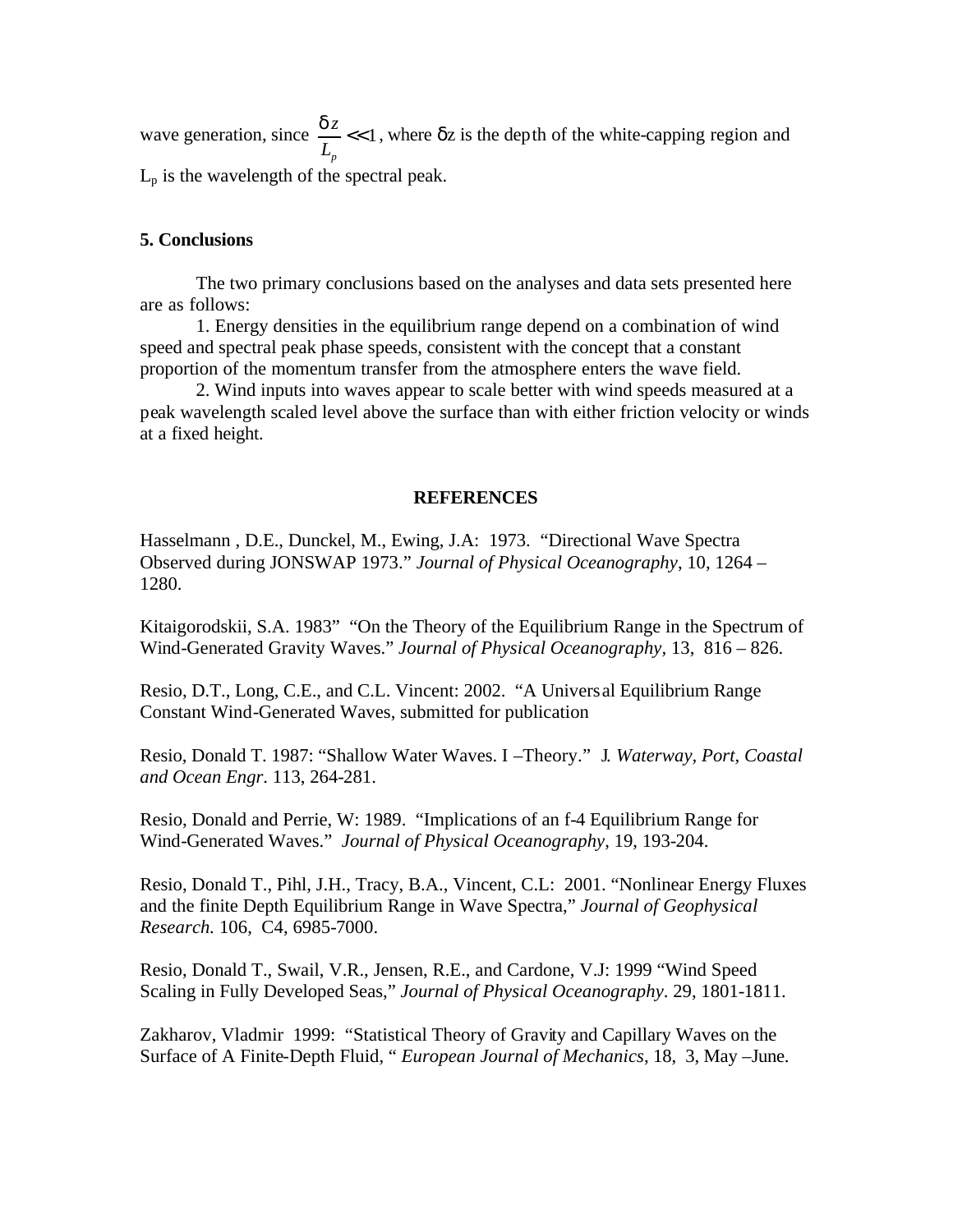wave generation, since $\frac{\delta z}{L_p} << 1$, where $\delta z$ is the depth of the white-capping region and $L_p$ is the wavelength of the spectral peak.

## 5. Conclusions

The two primary conclusions based on the analyses and data sets presented here are as follows:

1. Energy densities in the equilibrium range depend on a combination of wind speed and spectral peak phase speeds, consistent with the concept that a constant proportion of the momentum transfer from the atmosphere enters the wave field.
2. Wind inputs into waves appear to scale better with wind speeds measured at a peak wavelength scaled level above the surface than with either friction velocity or winds at a fixed height.

## REFERENCES

Hasselmann , D.E., Dunckel, M., Ewing, J.A: 1973. "Directional Wave Spectra Observed during JONSWAP 1973." *Journal of Physical Oceanography*, 10, 1264 – 1280.

Kitaigorodskii, S.A. 1983" "On the Theory of the Equilibrium Range in the Spectrum of Wind-Generated Gravity Waves." *Journal of Physical Oceanography*, 13, 816 – 826.

Resio, D.T., Long, C.E., and C.L. Vincent: 2002. "A Universal Equilibrium Range Constant Wind-Generated Waves, submitted for publication

Resio, Donald T. 1987: "Shallow Water Waves. I –Theory." J. *Waterway, Port, Coastal and Ocean Engr*. 113, 264-281.

Resio, Donald and Perrie, W: 1989. "Implications of an f-4 Equilibrium Range for Wind-Generated Waves." *Journal of Physical Oceanography*, 19, 193-204.

Resio, Donald T., Pihl, J.H., Tracy, B.A., Vincent, C.L: 2001. "Nonlinear Energy Fluxes and the finite Depth Equilibrium Range in Wave Spectra," *Journal of Geophysical Research.* 106, C4, 6985-7000.

Resio, Donald T., Swail, V.R., Jensen, R.E., and Cardone, V.J: 1999 "Wind Speed Scaling in Fully Developed Seas," *Journal of Physical Oceanography*. 29, 1801-1811.

Zakharov, Vladmir 1999: "Statistical Theory of Gravity and Capillary Waves on the Surface of A Finite-Depth Fluid, " *European Journal of Mechanics*, 18, 3, May –June.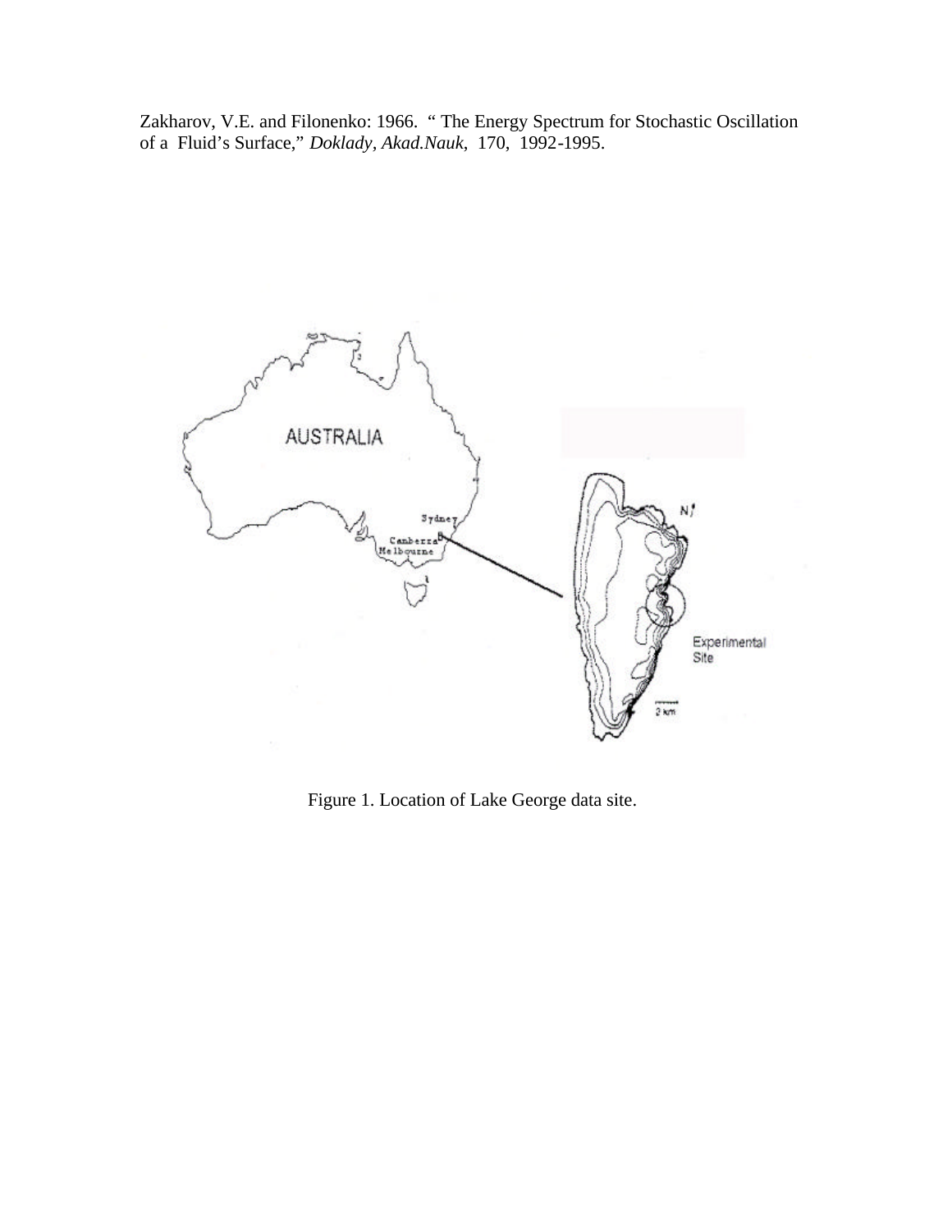Zakharov, V.E. and Filonenko: 1966. " The Energy Spectrum for Stochastic Oscillation of a Fluid's Surface," *Doklady, Akad.Nauk*, 170, 1992-1995.

Figure 1. Location of Lake George data site.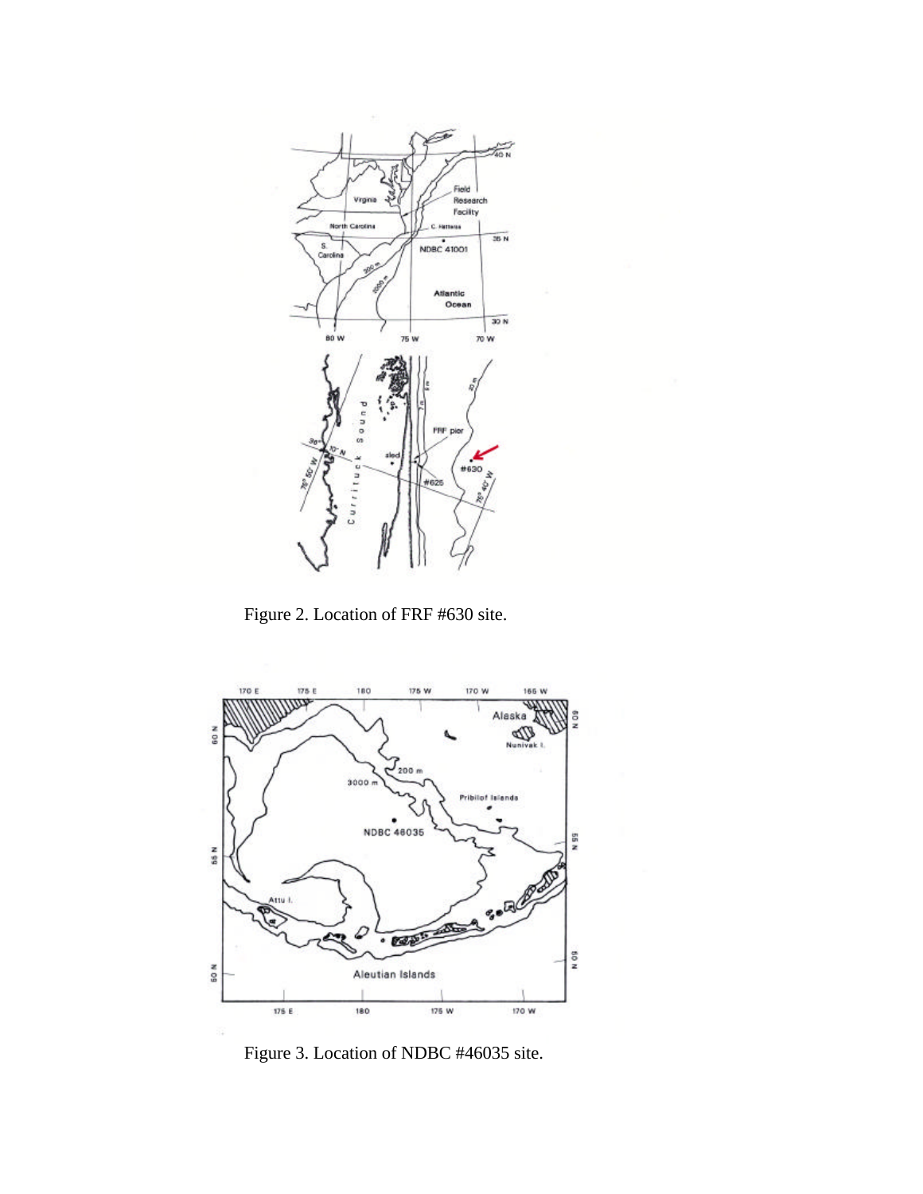Figure 2. Location of FRF #630 site.

Figure 3. Location of NDBC #46035 site.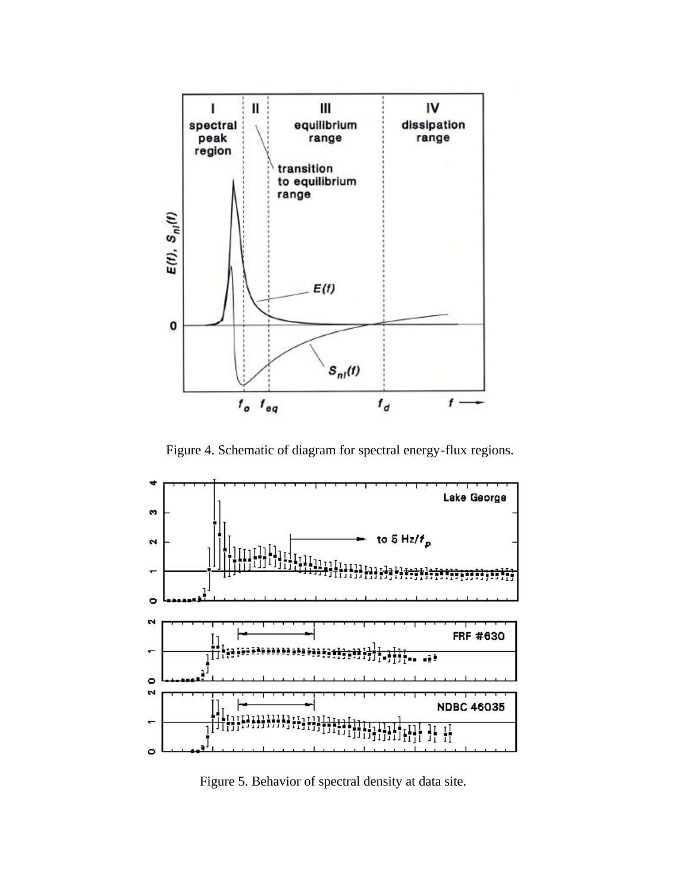Figure 4. Schematic of diagram for spectral energy-flux regions.

Figure 5. Behavior of spectral density at data site.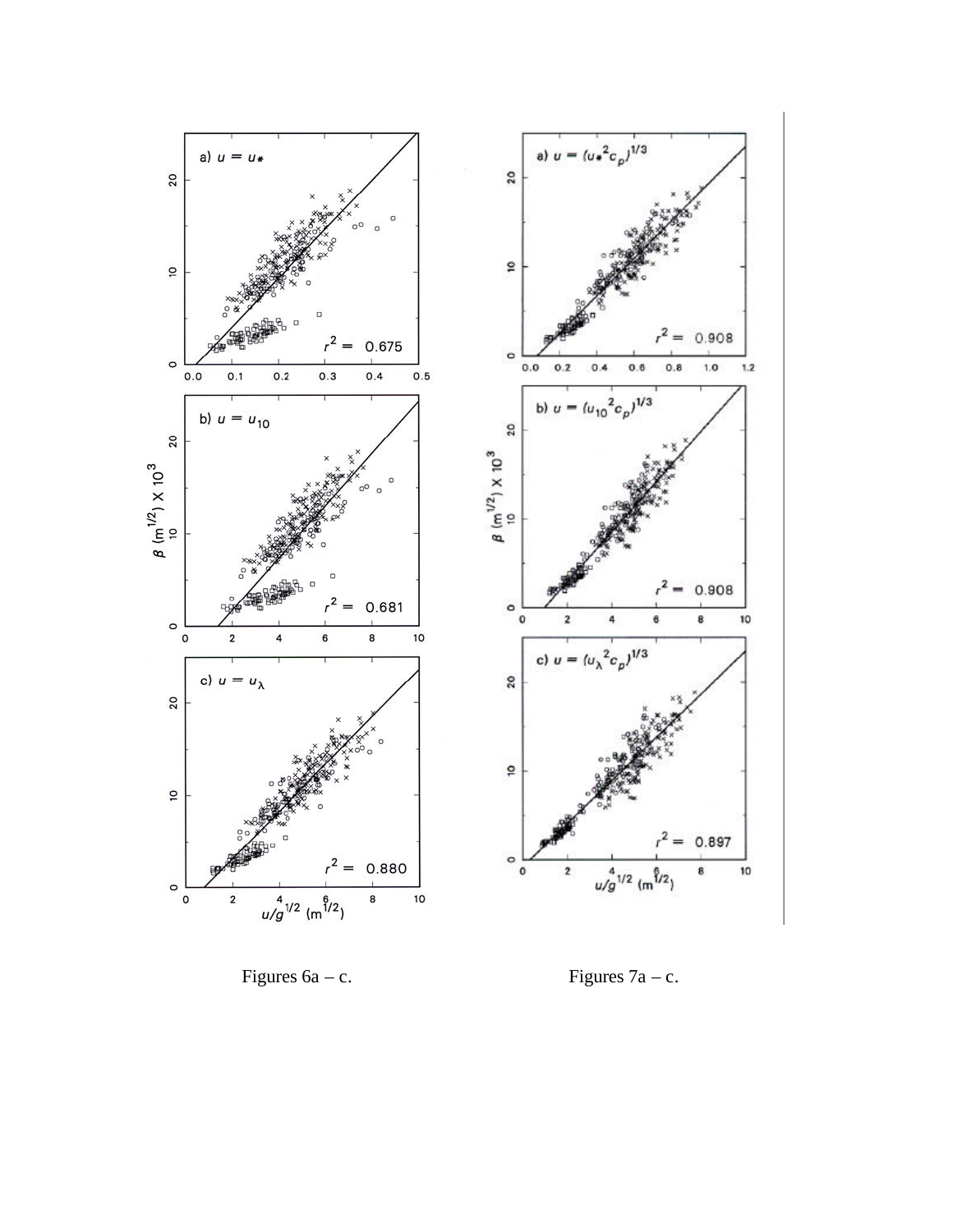a) $u = u_*$

$r^2 = 0.675$

0.0 0.1 0.2 0.3 0.4 0.5

b) $u = u_{10}$

$\beta$ ($m^{1/2}$) X $10^3$

$r^2 = 0.681$

0 2 4 6 8 10

c) $u = u_\lambda$

$r^2 = 0.880$

0 2 4 6 8 10

$u/g^{1/2}$ ($m^{1/2}$)

0 10 20

a) $u = (u_*^2 c_p)^{1/3}$

$r^2 = 0.908$

0.0 0.2 0.4 0.6 0.8 1.0 1.2

b) $u = (u_{10}^2 c_p)^{1/3}$

$\beta$ ($m^{1/2}$) X $10^3$

$r^2 = 0.908$

0 2 4 6 8 10

c) $u = (u_\lambda^2 c_p)^{1/3}$

$r^2 = 0.897$

0 2 4 6 8 10

$u/g^{1/2}$ ($m^{1/2}$)

0 10 20

Figures 6a – c.

Figures 7a – c.